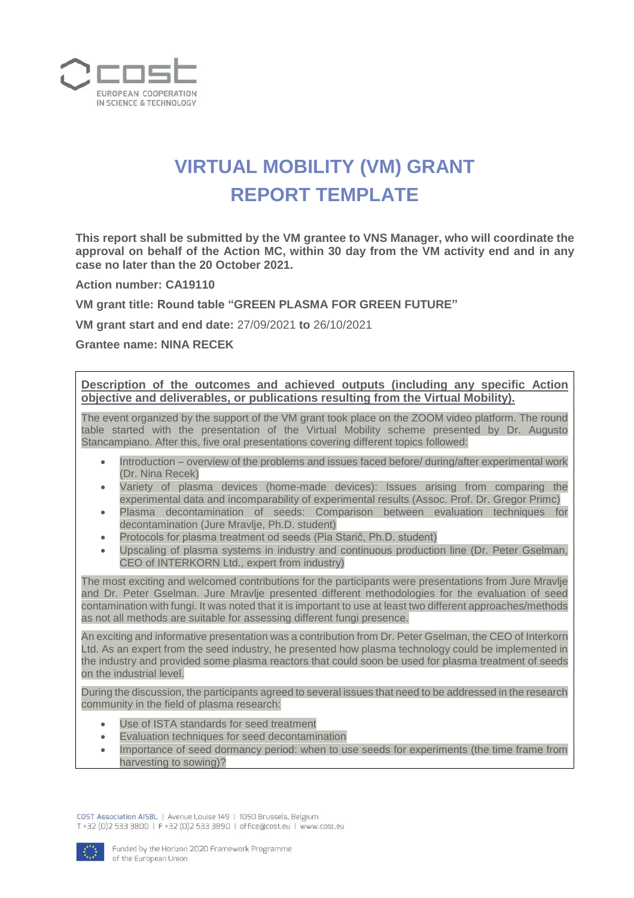# VIRTUAL MOBILITY (VM) GRANT REPORT TEMPLATE

**This report shall be submitted by the VM grantee to VNS Manager, who will coordinate the approval on behalf of the Action MC, within 30 day from the VM activity end and in any case no later than the 20 October 2021.**

**Action number: CA19110**

**VM grant title: Round table "GREEN PLASMA FOR GREEN FUTURE"**

**VM grant start and end date:** 27/09/2021 **to** 26/10/2021

**Grantee name: NINA RECEK**

**Description of the outcomes and achieved outputs (including any specific Action objective and deliverables, or publications resulting from the Virtual Mobility).**

The event organized by the support of the VM grant took place on the ZOOM video platform. The round table started with the presentation of the Virtual Mobility scheme presented by Dr. Augusto Stancampiano. After this, five oral presentations covering different topics followed:

- Introduction – overview of the problems and issues faced before/ during/after experimental work (Dr. Nina Recek)
- Variety of plasma devices (home-made devices): Issues arising from comparing the experimental data and incomparability of experimental results (Assoc. Prof. Dr. Gregor Primc)
- Plasma decontamination of seeds: Comparison between evaluation techniques for decontamination (Jure Mravlje, Ph.D. student)
- Protocols for plasma treatment od seeds (Pia Starič, Ph.D. student)
- Upscaling of plasma systems in industry and continuous production line (Dr. Peter Gselman, CEO of INTERKORN Ltd., expert from industry)

The most exciting and welcomed contributions for the participants were presentations from Jure Mravlje and Dr. Peter Gselman. Jure Mravlje presented different methodologies for the evaluation of seed contamination with fungi. It was noted that it is important to use at least two different approaches/methods as not all methods are suitable for assessing different fungi presence.

An exciting and informative presentation was a contribution from Dr. Peter Gselman, the CEO of Interkorn Ltd. As an expert from the seed industry, he presented how plasma technology could be implemented in the industry and provided some plasma reactors that could soon be used for plasma treatment of seeds on the industrial level.

During the discussion, the participants agreed to several issues that need to be addressed in the research community in the field of plasma research:

- Use of ISTA standards for seed treatment
- Evaluation techniques for seed decontamination
- Importance of seed dormancy period: when to use seeds for experiments (the time frame from harvesting to sowing)?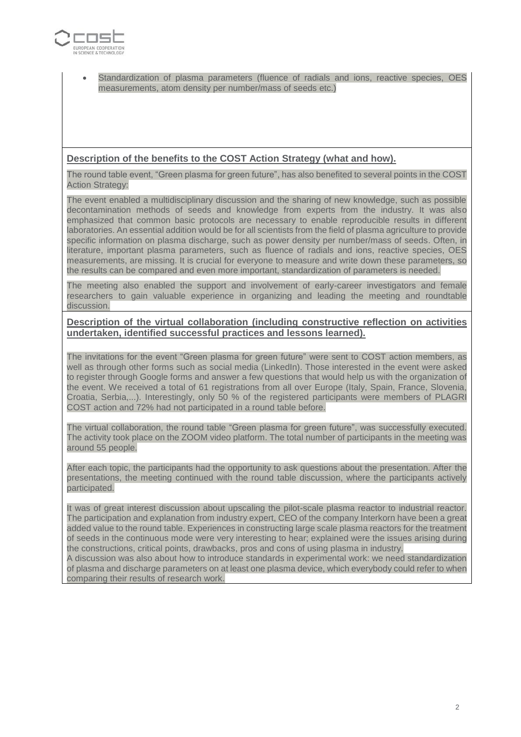- Standardization of plasma parameters (fluence of radials and ions, reactive species, OES measurements, atom density per number/mass of seeds etc.)

**Description of the benefits to the COST Action Strategy (what and how).**

The round table event, “Green plasma for green future”, has also benefited to several points in the COST Action Strategy:

The event enabled a multidisciplinary discussion and the sharing of new knowledge, such as possible decontamination methods of seeds and knowledge from experts from the industry. It was also emphasized that common basic protocols are necessary to enable reproducible results in different laboratories. An essential addition would be for all scientists from the field of plasma agriculture to provide specific information on plasma discharge, such as power density per number/mass of seeds. Often, in literature, important plasma parameters, such as fluence of radials and ions, reactive species, OES measurements, are missing. It is crucial for everyone to measure and write down these parameters, so the results can be compared and even more important, standardization of parameters is needed.

The meeting also enabled the support and involvement of early-career investigators and female researchers to gain valuable experience in organizing and leading the meeting and roundtable discussion.

**Description of the virtual collaboration (including constructive reflection on activities undertaken, identified successful practices and lessons learned).**

The invitations for the event “Green plasma for green future” were sent to COST action members, as well as through other forms such as social media (LinkedIn). Those interested in the event were asked to register through Google forms and answer a few questions that would help us with the organization of the event. We received a total of 61 registrations from all over Europe (Italy, Spain, France, Slovenia, Croatia, Serbia,...). Interestingly, only 50 % of the registered participants were members of PLAGRI COST action and 72% had not participated in a round table before.

The virtual collaboration, the round table “Green plasma for green future”, was successfully executed. The activity took place on the ZOOM video platform. The total number of participants in the meeting was around 55 people.

After each topic, the participants had the opportunity to ask questions about the presentation. After the presentations, the meeting continued with the round table discussion, where the participants actively participated.

It was of great interest discussion about upscaling the pilot-scale plasma reactor to industrial reactor. The participation and explanation from industry expert, CEO of the company Interkorn have been a great added value to the round table. Experiences in constructing large scale plasma reactors for the treatment of seeds in the continuous mode were very interesting to hear; explained were the issues arising during the constructions, critical points, drawbacks, pros and cons of using plasma in industry.
A discussion was also about how to introduce standards in experimental work: we need standardization of plasma and discharge parameters on at least one plasma device, which everybody could refer to when comparing their results of research work.